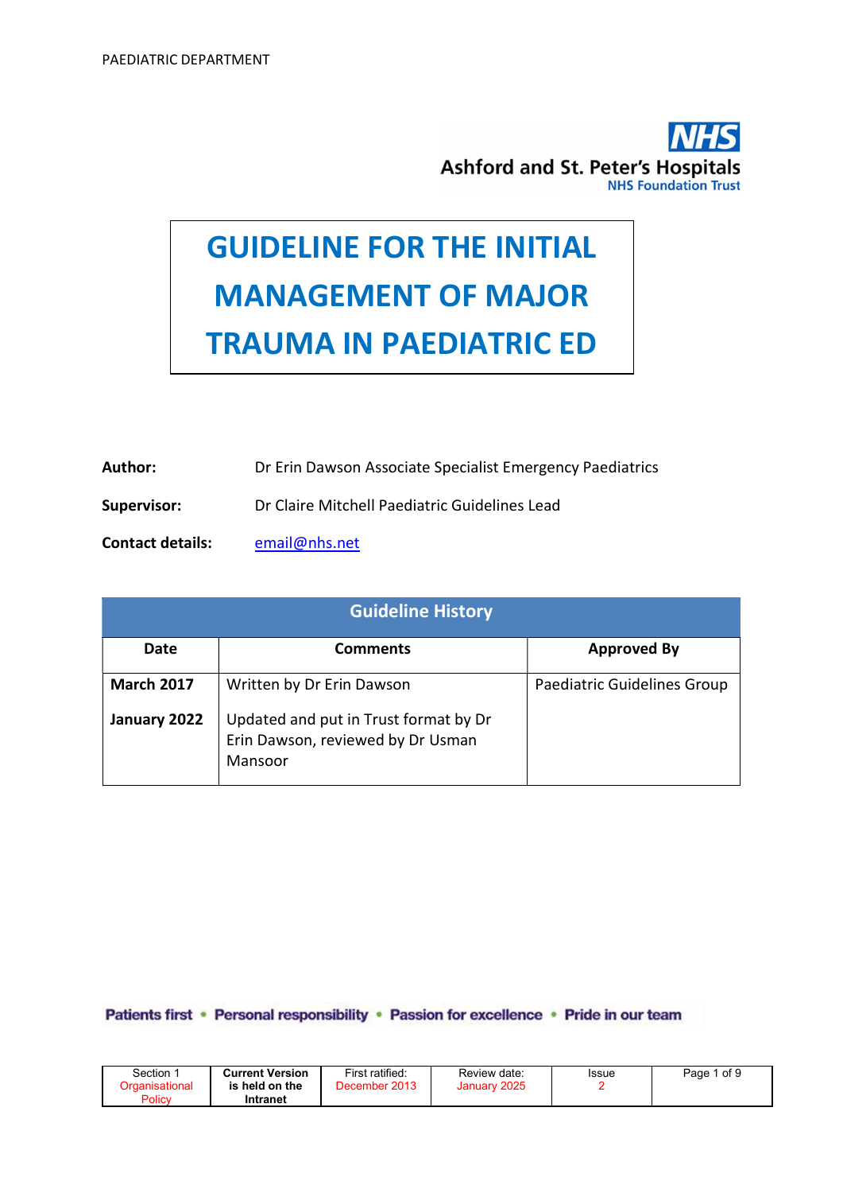# GUIDELINE FOR THE INITIAL MANAGEMENT OF MAJOR TRAUMA IN PAEDIATRIC ED

**Author:** Dr Erin Dawson Associate Specialist Emergency Paediatrics

**Supervisor:** Dr Claire Mitchell Paediatric Guidelines Lead

**Contact details:** email@nhs.net

| Guideline History | | |
|---|---|---|
| **Date** | **Comments** | **Approved By** |
| **March 2017** | Written by Dr Erin Dawson | Paediatric Guidelines Group |
| **January 2022** | Updated and put in Trust format by Dr Erin Dawson, reviewed by Dr Usman Mansoor | |

Patients first • Personal responsibility • Passion for excellence • Pride in our team

| Section 1 Organisational Policy | Current Version is held on the Intranet | First ratified: December 2013 | Review date: January 2025 | Issue 2 |
|---|---|---|---|---|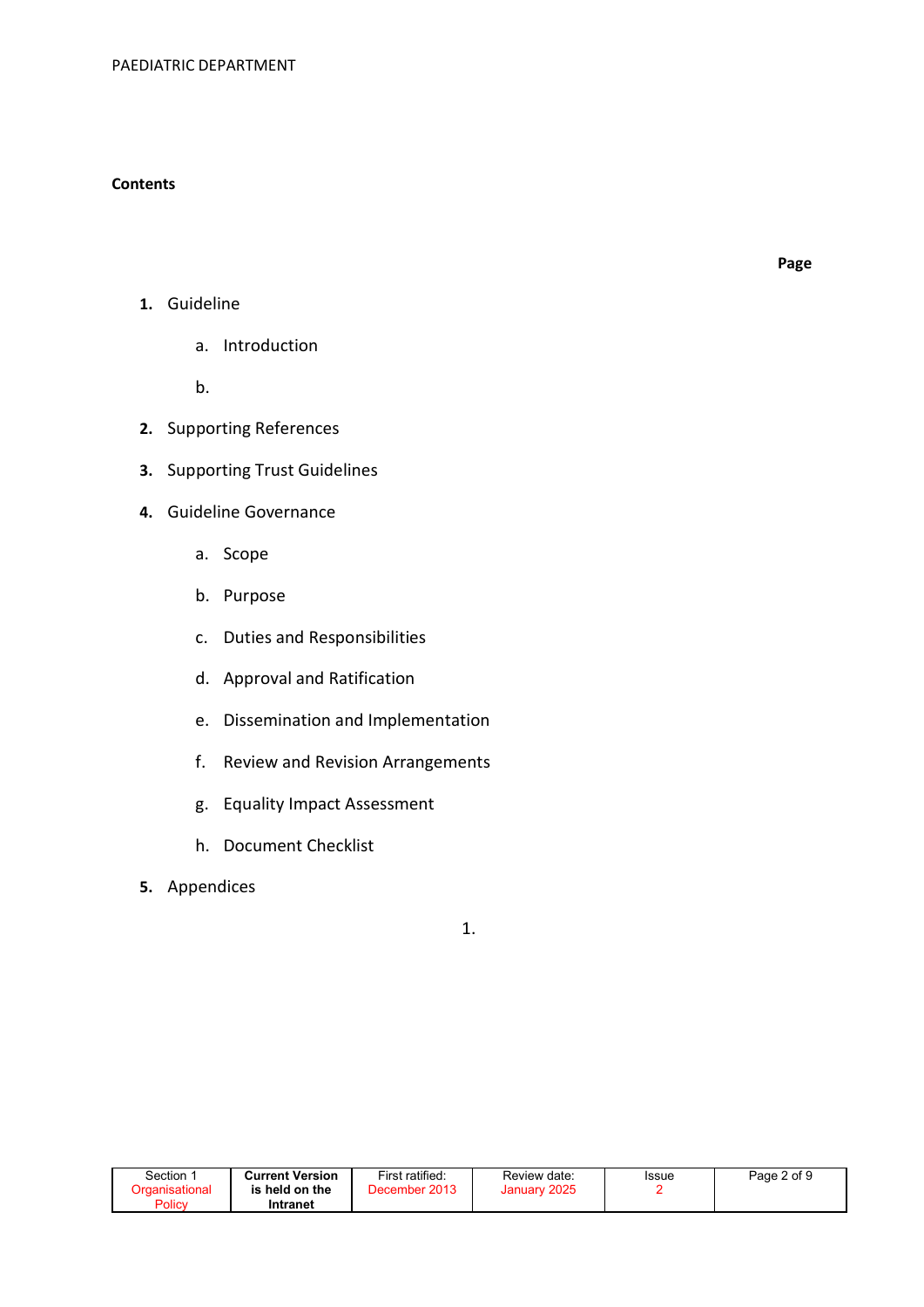**Contents**

**Page**

1. Guideline
    a. Introduction
    b.
2. Supporting References
3. Supporting Trust Guidelines
4. Guideline Governance
    a. Scope
    b. Purpose
    c. Duties and Responsibilities
    d. Approval and Ratification
    e. Dissemination and Implementation
    f. Review and Revision Arrangements
    g. Equality Impact Assessment
    h. Document Checklist
5. Appendices

1.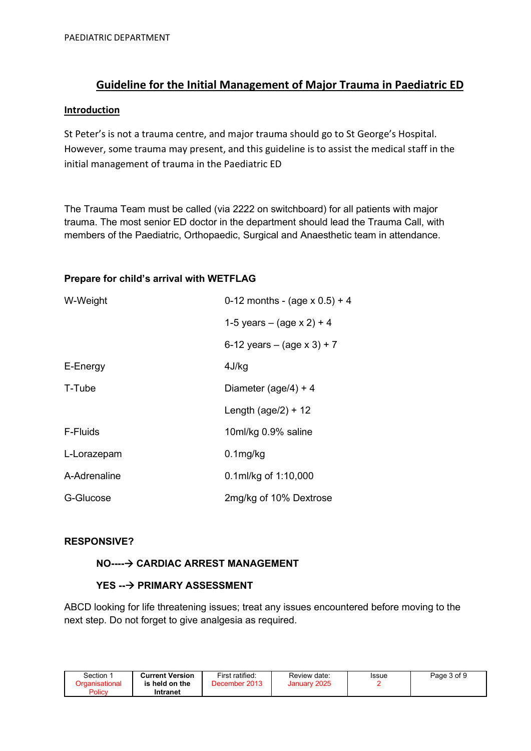PAEDIATRIC DEPARTMENT

# Guideline for the Initial Management of Major Trauma in Paediatric ED

## Introduction

St Peter's is not a trauma centre, and major trauma should go to St George's Hospital. However, some trauma may present, and this guideline is to assist the medical staff in the initial management of trauma in the Paediatric ED

The Trauma Team must be called (via 2222 on switchboard) for all patients with major trauma. The most senior ED doctor in the department should lead the Trauma Call, with members of the Paediatric, Orthopaedic, Surgical and Anaesthetic team in attendance.

### Prepare for child's arrival with WETFLAG

| | |
|---|---|
| W-Weight | 0-12 months - (age x 0.5) + 4 |
| | 1-5 years – (age x 2) + 4 |
| | 6-12 years – (age x 3) + 7 |
| E-Energy | 4J/kg |
| T-Tube | Diameter (age/4) + 4 |
| | Length (age/2) + 12 |
| F-Fluids | 10ml/kg 0.9% saline |
| L-Lorazepam | 0.1mg/kg |
| A-Adrenaline | 0.1ml/kg of 1:10,000 |
| G-Glucose | 2mg/kg of 10% Dextrose |

**RESPONSIVE?**

**NO----→ CARDIAC ARREST MANAGEMENT**

**YES --→ PRIMARY ASSESSMENT**

ABCD looking for life threatening issues; treat any issues encountered before moving to the next step. Do not forget to give analgesia as required.

| Section 1 Organisational Policy | Current Version is held on the Intranet | First ratified: December 2013 | Review date: January 2025 | Issue 2 |
|---|---|---|---|---|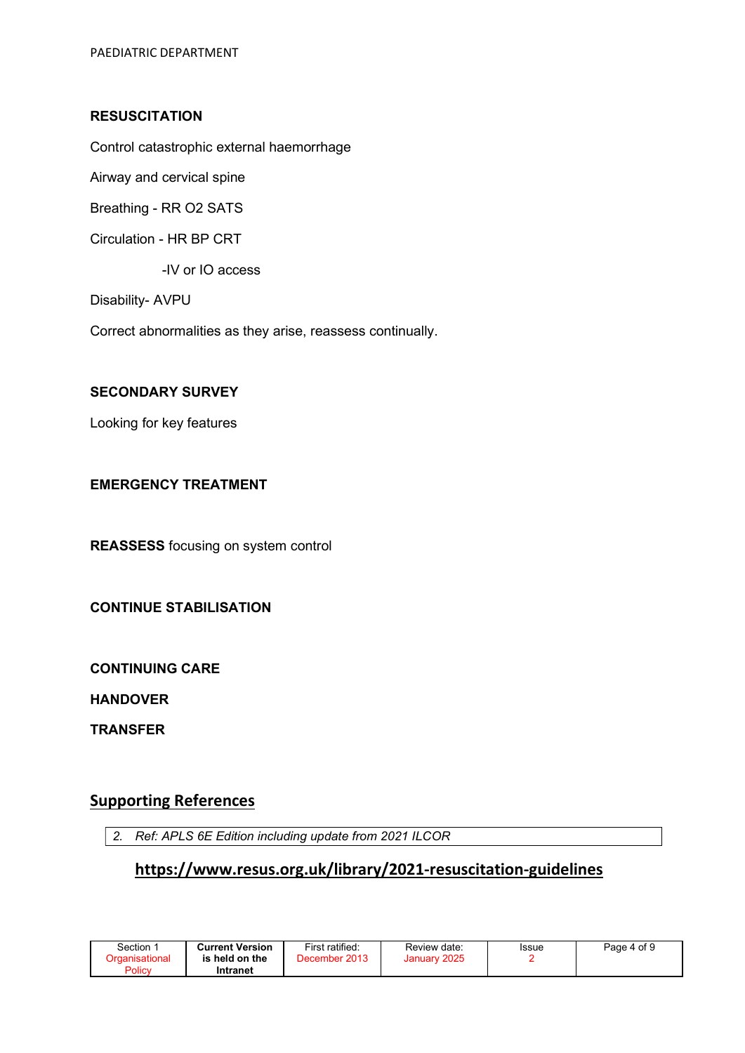**RESUSCITATION**

Control catastrophic external haemorrhage

Airway and cervical spine

Breathing - RR O2 SATS

Circulation - HR BP CRT

-IV or IO access

Disability- AVPU

Correct abnormalities as they arise, reassess continually.

**SECONDARY SURVEY**

Looking for key features

**EMERGENCY TREATMENT**

**REASSESS** focusing on system control

**CONTINUE STABILISATION**

**CONTINUING CARE**

**HANDOVER**

**TRANSFER**

## Supporting References

2. *Ref: APLS 6E Edition including update from 2021 ILCOR*

**https://www.resus.org.uk/library/2021-resuscitation-guidelines**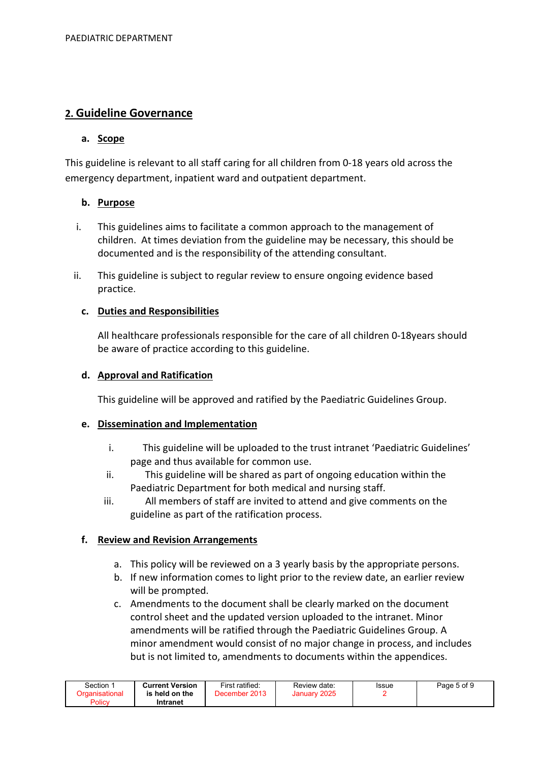## 2. Guideline Governance

**a. Scope**

This guideline is relevant to all staff caring for all children from 0-18 years old across the emergency department, inpatient ward and outpatient department.

**b. Purpose**

i. This guidelines aims to facilitate a common approach to the management of children. At times deviation from the guideline may be necessary, this should be documented and is the responsibility of the attending consultant.

ii. This guideline is subject to regular review to ensure ongoing evidence based practice.

**c. Duties and Responsibilities**

All healthcare professionals responsible for the care of all children 0-18years should be aware of practice according to this guideline.

**d. Approval and Ratification**

This guideline will be approved and ratified by the Paediatric Guidelines Group.

**e. Dissemination and Implementation**

i. This guideline will be uploaded to the trust intranet 'Paediatric Guidelines' page and thus available for common use.
ii. This guideline will be shared as part of ongoing education within the Paediatric Department for both medical and nursing staff.
iii. All members of staff are invited to attend and give comments on the guideline as part of the ratification process.

**f. Review and Revision Arrangements**

a. This policy will be reviewed on a 3 yearly basis by the appropriate persons.
b. If new information comes to light prior to the review date, an earlier review will be prompted.
c. Amendments to the document shall be clearly marked on the document control sheet and the updated version uploaded to the intranet. Minor amendments will be ratified through the Paediatric Guidelines Group. A minor amendment would consist of no major change in process, and includes but is not limited to, amendments to documents within the appendices.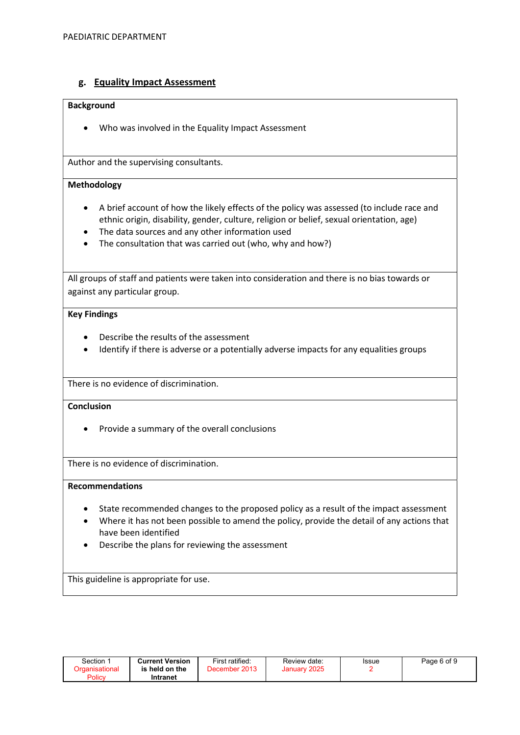## g. Equality Impact Assessment

**Background**

- Who was involved in the Equality Impact Assessment

Author and the supervising consultants.

**Methodology**

- A brief account of how the likely effects of the policy was assessed (to include race and ethnic origin, disability, gender, culture, religion or belief, sexual orientation, age)
- The data sources and any other information used
- The consultation that was carried out (who, why and how?)

All groups of staff and patients were taken into consideration and there is no bias towards or against any particular group.

**Key Findings**

- Describe the results of the assessment
- Identify if there is adverse or a potentially adverse impacts for any equalities groups

There is no evidence of discrimination.

**Conclusion**

- Provide a summary of the overall conclusions

There is no evidence of discrimination.

**Recommendations**

- State recommended changes to the proposed policy as a result of the impact assessment
- Where it has not been possible to amend the policy, provide the detail of any actions that have been identified
- Describe the plans for reviewing the assessment

This guideline is appropriate for use.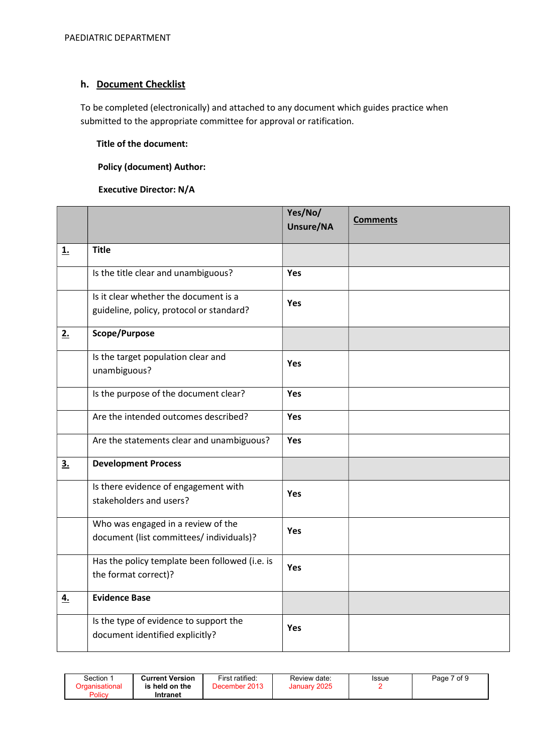## h. Document Checklist

To be completed (electronically) and attached to any document which guides practice when submitted to the appropriate committee for approval or ratification.

**Title of the document:**

**Policy (document) Author:**

**Executive Director: N/A**

| | | Yes/No/ Unsure/NA | Comments |
|---|---|---|---|
| **1.** | **Title** | | |
| | Is the title clear and unambiguous? | **Yes** | |
| | Is it clear whether the document is a guideline, policy, protocol or standard? | **Yes** | |
| **2.** | **Scope/Purpose** | | |
| | Is the target population clear and unambiguous? | **Yes** | |
| | Is the purpose of the document clear? | **Yes** | |
| | Are the intended outcomes described? | **Yes** | |
| | Are the statements clear and unambiguous? | **Yes** | |
| **3.** | **Development Process** | | |
| | Is there evidence of engagement with stakeholders and users? | **Yes** | |
| | Who was engaged in a review of the document (list committees/ individuals)? | **Yes** | |
| | Has the policy template been followed (i.e. is the format correct)? | **Yes** | |
| **4.** | **Evidence Base** | | |
| | Is the type of evidence to support the document identified explicitly? | **Yes** | |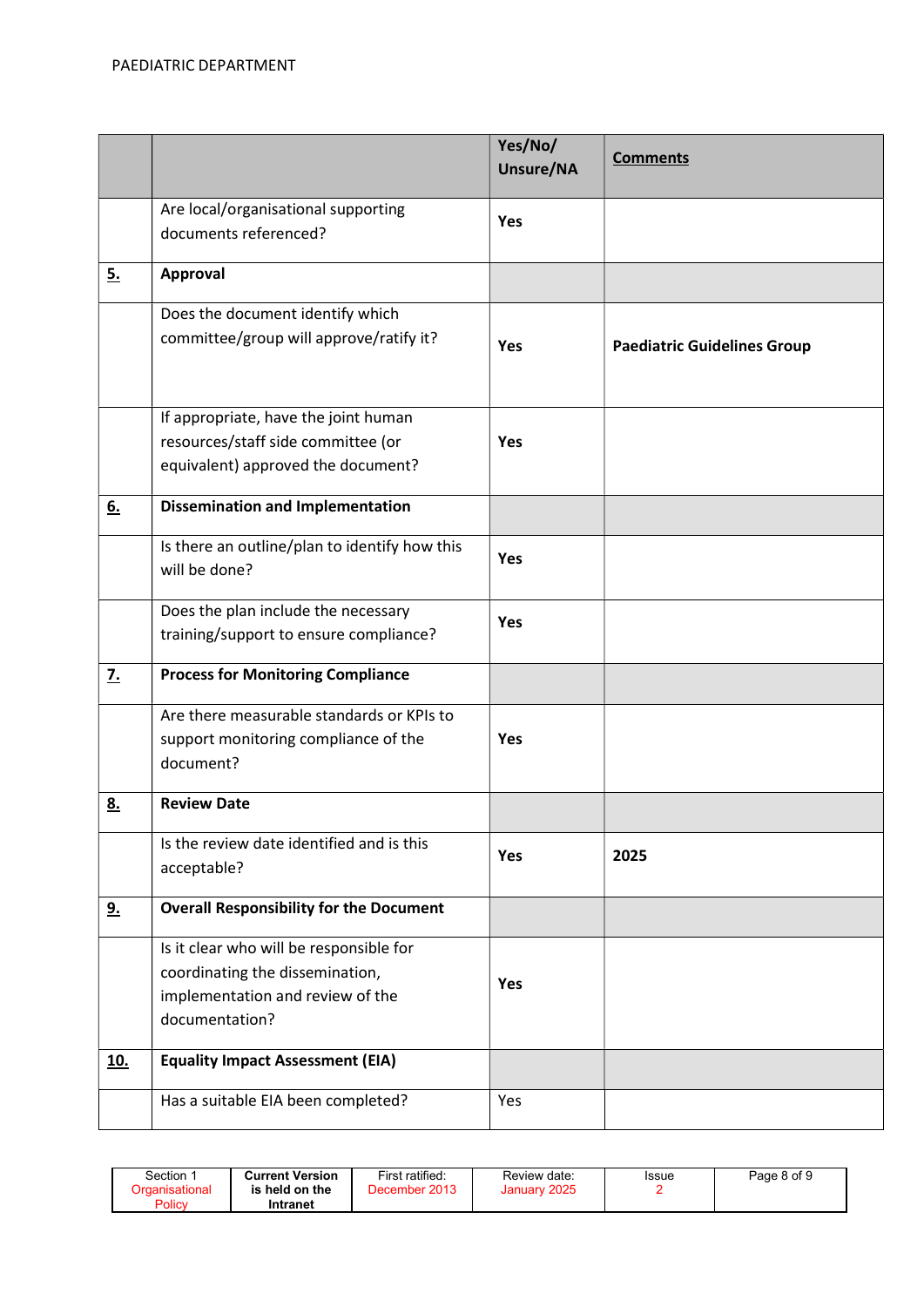| | | Yes/No/ Unsure/NA | Comments |
|---|---|---|---|
| | Are local/organisational supporting documents referenced? | **Yes** | |
| **5.** | **Approval** | | |
| | Does the document identify which committee/group will approve/ratify it? | **Yes** | **Paediatric Guidelines Group** |
| | If appropriate, have the joint human resources/staff side committee (or equivalent) approved the document? | **Yes** | |
| **6.** | **Dissemination and Implementation** | | |
| | Is there an outline/plan to identify how this will be done? | **Yes** | |
| | Does the plan include the necessary training/support to ensure compliance? | **Yes** | |
| **7.** | **Process for Monitoring Compliance** | | |
| | Are there measurable standards or KPIs to support monitoring compliance of the document? | **Yes** | |
| **8.** | **Review Date** | | |
| | Is the review date identified and is this acceptable? | **Yes** | **2025** |
| **9.** | **Overall Responsibility for the Document** | | |
| | Is it clear who will be responsible for coordinating the dissemination, implementation and review of the documentation? | **Yes** | |
| **10.** | **Equality Impact Assessment (EIA)** | | |
| | Has a suitable EIA been completed? | Yes | |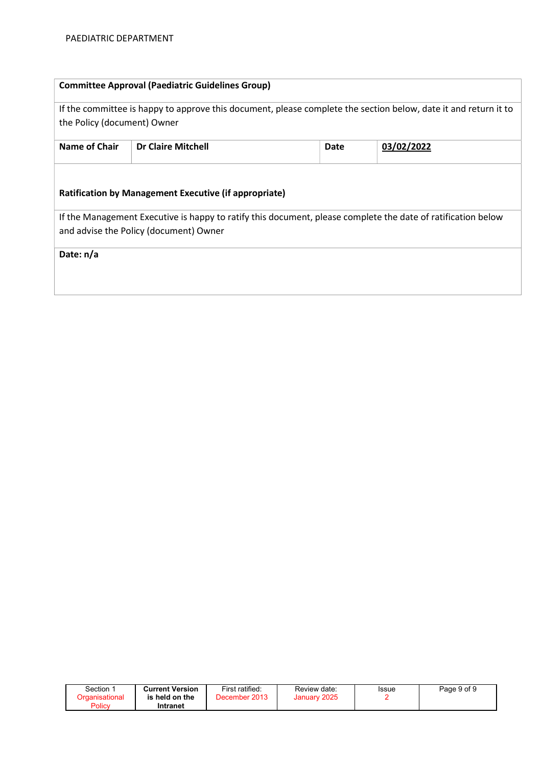| | | | |
|---|---|---|---|
| **Committee Approval (Paediatric Guidelines Group)** | | | |
| If the committee is happy to approve this document, please complete the section below, date it and return it to the Policy (document) Owner | | | |
| **Name of Chair** | **Dr Claire Mitchell** | **Date** | **03/02/2022** |
| **Ratification by Management Executive (if appropriate)** | | | |
| If the Management Executive is happy to ratify this document, please complete the date of ratification below and advise the Policy (document) Owner | | | |
| **Date: n/a** | | | |